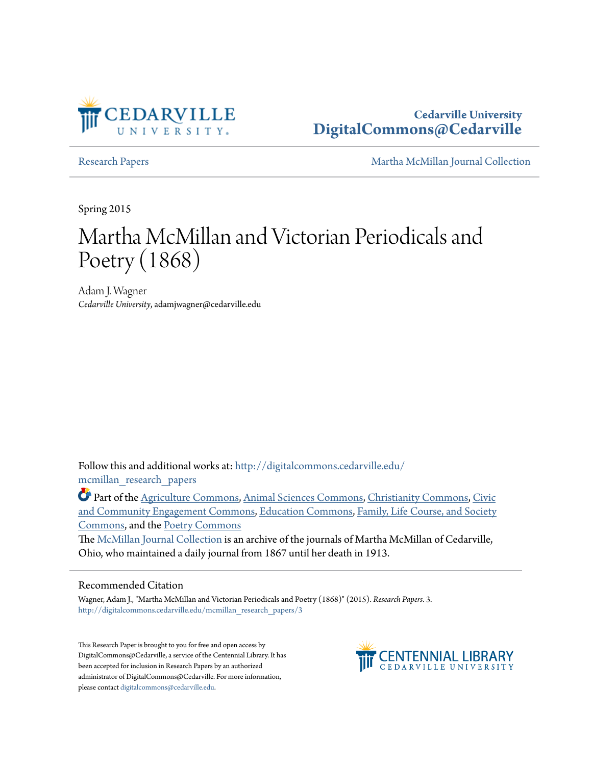Cedarville University
DigitalCommons@Cedarville

Research Papers | Martha McMillan Journal Collection

Spring 2015

# Martha McMillan and Victorian Periodicals and Poetry (1868)

Adam J. Wagner
*Cedarville University*, adamjwagner@cedarville.edu

Follow this and additional works at: http://digitalcommons.cedarville.edu/mcmillan_research_papers

Part of the Agriculture Commons, Animal Sciences Commons, Christianity Commons, Civic and Community Engagement Commons, Education Commons, Family, Life Course, and Society Commons, and the Poetry Commons

The McMillan Journal Collection is an archive of the journals of Martha McMillan of Cedarville, Ohio, who maintained a daily journal from 1867 until her death in 1913.

## Recommended Citation

Wagner, Adam J., "Martha McMillan and Victorian Periodicals and Poetry (1868)" (2015). *Research Papers*. 3.
http://digitalcommons.cedarville.edu/mcmillan_research_papers/3

This Research Paper is brought to you for free and open access by DigitalCommons@Cedarville, a service of the Centennial Library. It has been accepted for inclusion in Research Papers by an authorized administrator of DigitalCommons@Cedarville. For more information, please contact digitalcommons@cedarville.edu.

CENTENNIAL LIBRARY
CEDARVILLE UNIVERSITY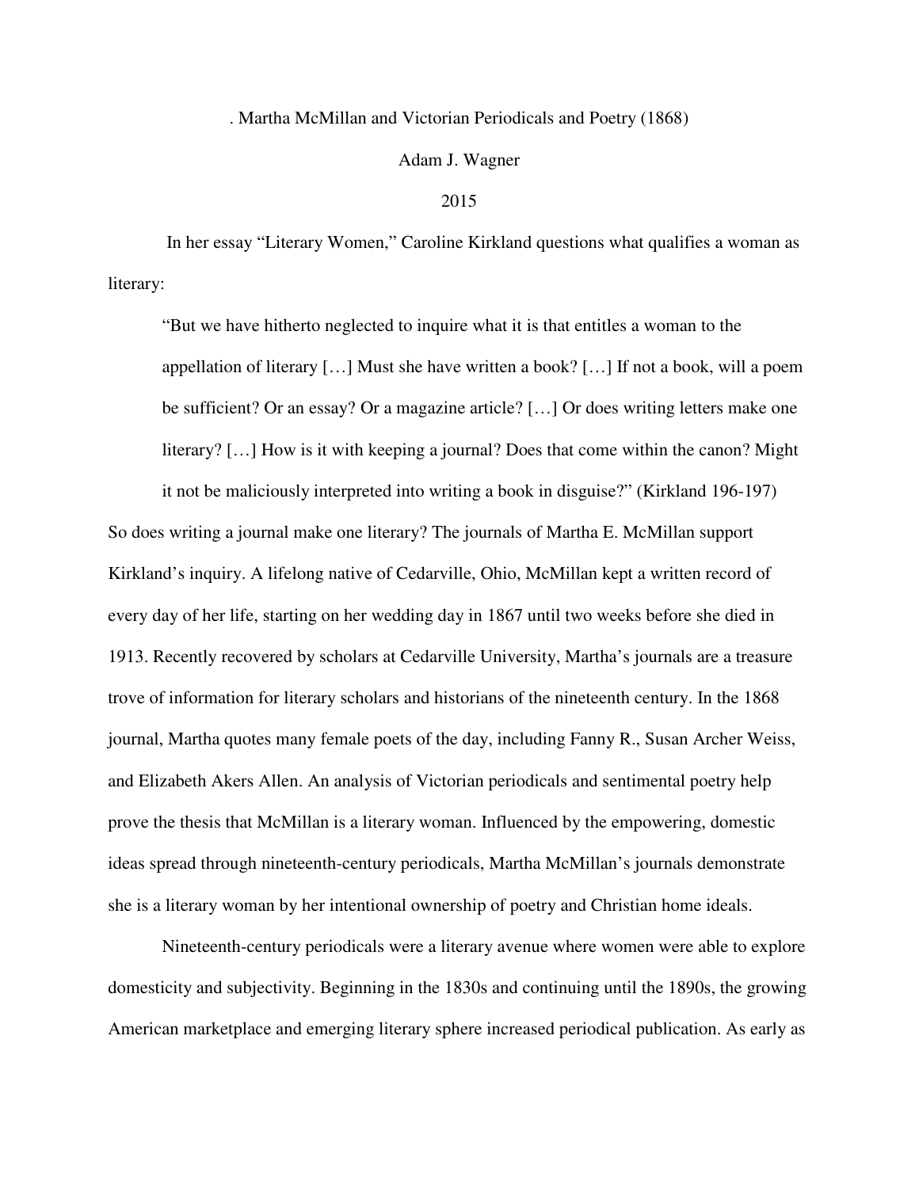. Martha McMillan and Victorian Periodicals and Poetry (1868)

Adam J. Wagner

2015

In her essay "Literary Women," Caroline Kirkland questions what qualifies a woman as literary:

> "But we have hitherto neglected to inquire what it is that entitles a woman to the appellation of literary […] Must she have written a book? […] If not a book, will a poem be sufficient? Or an essay? Or a magazine article? […] Or does writing letters make one literary? […] How is it with keeping a journal? Does that come within the canon? Might it not be maliciously interpreted into writing a book in disguise?" (Kirkland 196-197)

So does writing a journal make one literary? The journals of Martha E. McMillan support Kirkland's inquiry. A lifelong native of Cedarville, Ohio, McMillan kept a written record of every day of her life, starting on her wedding day in 1867 until two weeks before she died in 1913. Recently recovered by scholars at Cedarville University, Martha's journals are a treasure trove of information for literary scholars and historians of the nineteenth century. In the 1868 journal, Martha quotes many female poets of the day, including Fanny R., Susan Archer Weiss, and Elizabeth Akers Allen. An analysis of Victorian periodicals and sentimental poetry help prove the thesis that McMillan is a literary woman. Influenced by the empowering, domestic ideas spread through nineteenth-century periodicals, Martha McMillan's journals demonstrate she is a literary woman by her intentional ownership of poetry and Christian home ideals.

Nineteenth-century periodicals were a literary avenue where women were able to explore domesticity and subjectivity. Beginning in the 1830s and continuing until the 1890s, the growing American marketplace and emerging literary sphere increased periodical publication. As early as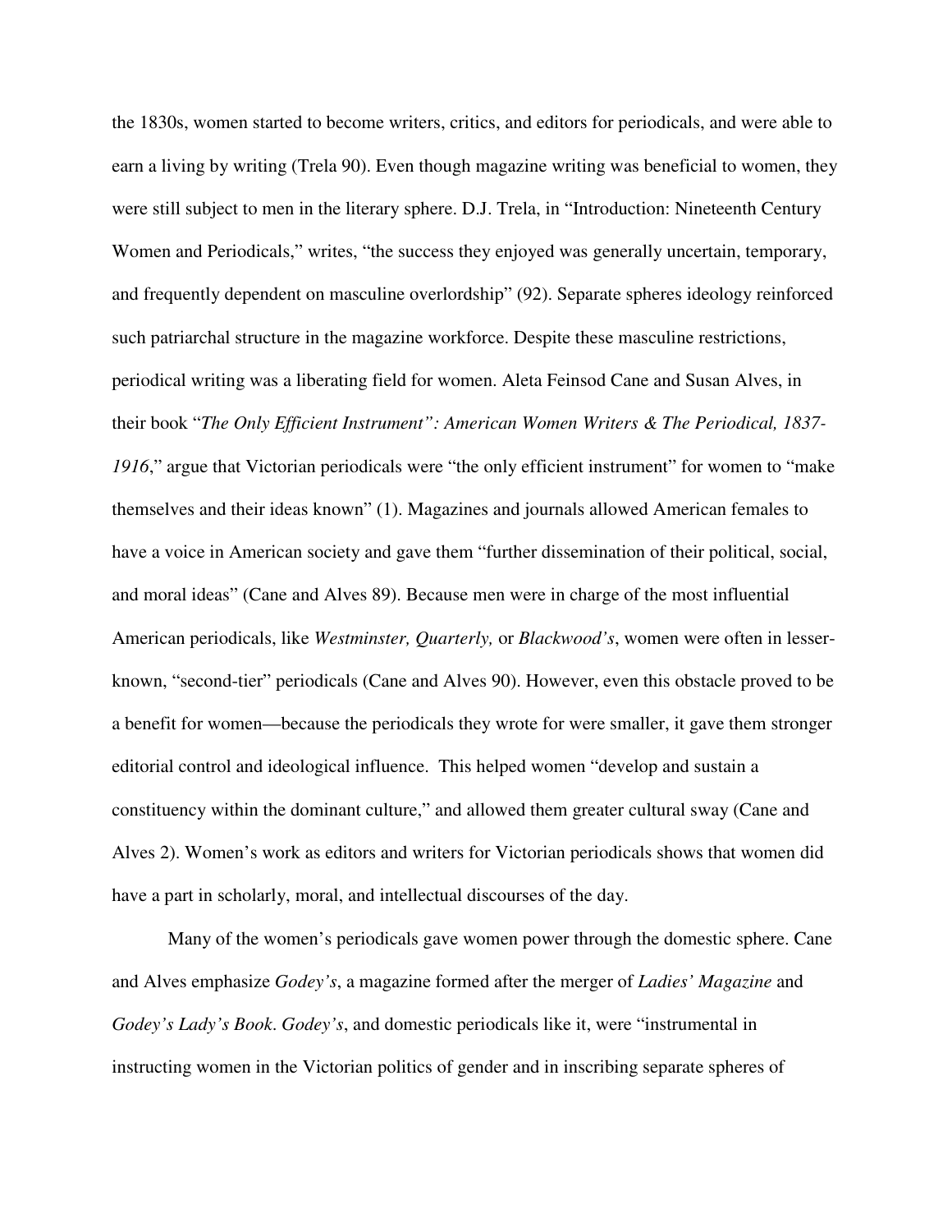the 1830s, women started to become writers, critics, and editors for periodicals, and were able to earn a living by writing (Trela 90). Even though magazine writing was beneficial to women, they were still subject to men in the literary sphere. D.J. Trela, in "Introduction: Nineteenth Century Women and Periodicals," writes, "the success they enjoyed was generally uncertain, temporary, and frequently dependent on masculine overlordship" (92). Separate spheres ideology reinforced such patriarchal structure in the magazine workforce. Despite these masculine restrictions, periodical writing was a liberating field for women. Aleta Feinsod Cane and Susan Alves, in their book "*The Only Efficient Instrument": American Women Writers & The Periodical, 1837-1916*," argue that Victorian periodicals were "the only efficient instrument" for women to "make themselves and their ideas known" (1). Magazines and journals allowed American females to have a voice in American society and gave them "further dissemination of their political, social, and moral ideas" (Cane and Alves 89). Because men were in charge of the most influential American periodicals, like *Westminster, Quarterly,* or *Blackwood's*, women were often in lesser-known, "second-tier" periodicals (Cane and Alves 90). However, even this obstacle proved to be a benefit for women—because the periodicals they wrote for were smaller, it gave them stronger editorial control and ideological influence. This helped women "develop and sustain a constituency within the dominant culture," and allowed them greater cultural sway (Cane and Alves 2). Women's work as editors and writers for Victorian periodicals shows that women did have a part in scholarly, moral, and intellectual discourses of the day.

Many of the women's periodicals gave women power through the domestic sphere. Cane and Alves emphasize *Godey's*, a magazine formed after the merger of *Ladies' Magazine* and *Godey's Lady's Book*. *Godey's*, and domestic periodicals like it, were "instrumental in instructing women in the Victorian politics of gender and in inscribing separate spheres of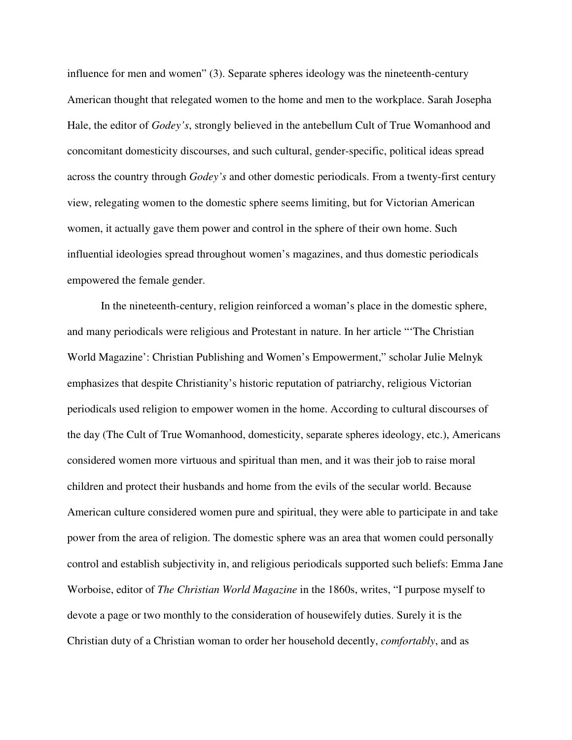influence for men and women" (3). Separate spheres ideology was the nineteenth-century American thought that relegated women to the home and men to the workplace. Sarah Josepha Hale, the editor of *Godey's*, strongly believed in the antebellum Cult of True Womanhood and concomitant domesticity discourses, and such cultural, gender-specific, political ideas spread across the country through *Godey's* and other domestic periodicals. From a twenty-first century view, relegating women to the domestic sphere seems limiting, but for Victorian American women, it actually gave them power and control in the sphere of their own home. Such influential ideologies spread throughout women's magazines, and thus domestic periodicals empowered the female gender.

In the nineteenth-century, religion reinforced a woman's place in the domestic sphere, and many periodicals were religious and Protestant in nature. In her article "'The Christian World Magazine': Christian Publishing and Women's Empowerment," scholar Julie Melnyk emphasizes that despite Christianity's historic reputation of patriarchy, religious Victorian periodicals used religion to empower women in the home. According to cultural discourses of the day (The Cult of True Womanhood, domesticity, separate spheres ideology, etc.), Americans considered women more virtuous and spiritual than men, and it was their job to raise moral children and protect their husbands and home from the evils of the secular world. Because American culture considered women pure and spiritual, they were able to participate in and take power from the area of religion. The domestic sphere was an area that women could personally control and establish subjectivity in, and religious periodicals supported such beliefs: Emma Jane Worboise, editor of *The Christian World Magazine* in the 1860s, writes, "I purpose myself to devote a page or two monthly to the consideration of housewifely duties. Surely it is the Christian duty of a Christian woman to order her household decently, *comfortably*, and as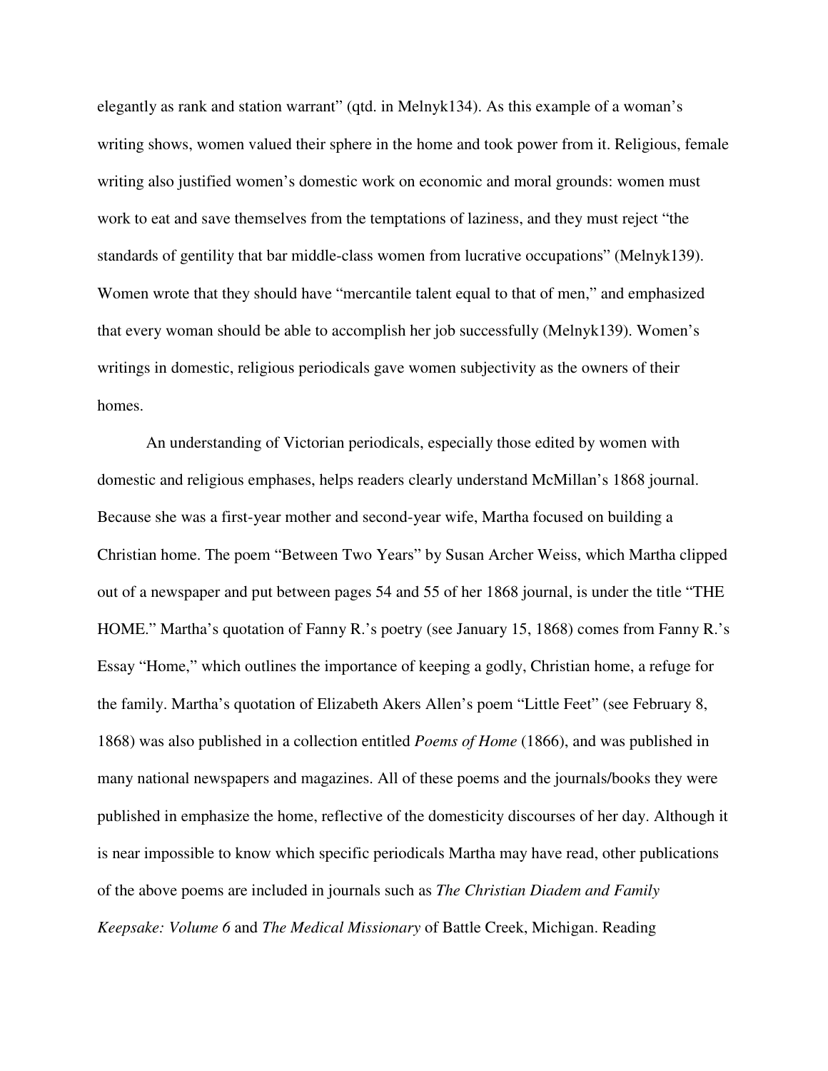elegantly as rank and station warrant" (qtd. in Melnyk134). As this example of a woman's writing shows, women valued their sphere in the home and took power from it. Religious, female writing also justified women's domestic work on economic and moral grounds: women must work to eat and save themselves from the temptations of laziness, and they must reject "the standards of gentility that bar middle-class women from lucrative occupations" (Melnyk139). Women wrote that they should have "mercantile talent equal to that of men," and emphasized that every woman should be able to accomplish her job successfully (Melnyk139). Women's writings in domestic, religious periodicals gave women subjectivity as the owners of their homes.

An understanding of Victorian periodicals, especially those edited by women with domestic and religious emphases, helps readers clearly understand McMillan's 1868 journal. Because she was a first-year mother and second-year wife, Martha focused on building a Christian home. The poem "Between Two Years" by Susan Archer Weiss, which Martha clipped out of a newspaper and put between pages 54 and 55 of her 1868 journal, is under the title "THE HOME." Martha's quotation of Fanny R.'s poetry (see January 15, 1868) comes from Fanny R.'s Essay "Home," which outlines the importance of keeping a godly, Christian home, a refuge for the family. Martha's quotation of Elizabeth Akers Allen's poem "Little Feet" (see February 8, 1868) was also published in a collection entitled *Poems of Home* (1866), and was published in many national newspapers and magazines. All of these poems and the journals/books they were published in emphasize the home, reflective of the domesticity discourses of her day. Although it is near impossible to know which specific periodicals Martha may have read, other publications of the above poems are included in journals such as *The Christian Diadem and Family Keepsake: Volume 6* and *The Medical Missionary* of Battle Creek, Michigan. Reading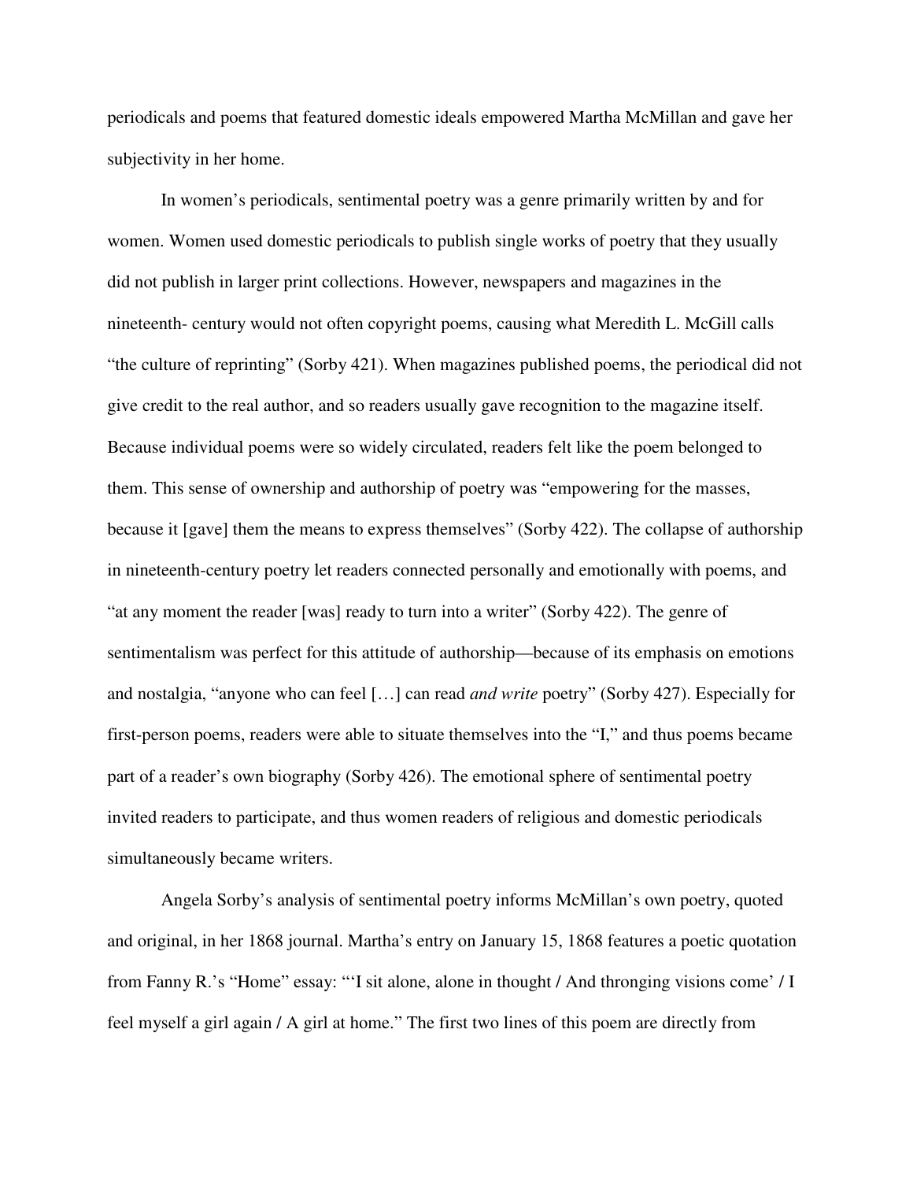periodicals and poems that featured domestic ideals empowered Martha McMillan and gave her subjectivity in her home.

In women's periodicals, sentimental poetry was a genre primarily written by and for women. Women used domestic periodicals to publish single works of poetry that they usually did not publish in larger print collections. However, newspapers and magazines in the nineteenth- century would not often copyright poems, causing what Meredith L. McGill calls "the culture of reprinting" (Sorby 421). When magazines published poems, the periodical did not give credit to the real author, and so readers usually gave recognition to the magazine itself. Because individual poems were so widely circulated, readers felt like the poem belonged to them. This sense of ownership and authorship of poetry was "empowering for the masses, because it [gave] them the means to express themselves" (Sorby 422). The collapse of authorship in nineteenth-century poetry let readers connected personally and emotionally with poems, and "at any moment the reader [was] ready to turn into a writer" (Sorby 422). The genre of sentimentalism was perfect for this attitude of authorship—because of its emphasis on emotions and nostalgia, "anyone who can feel […] can read *and write* poetry" (Sorby 427). Especially for first-person poems, readers were able to situate themselves into the "I," and thus poems became part of a reader's own biography (Sorby 426). The emotional sphere of sentimental poetry invited readers to participate, and thus women readers of religious and domestic periodicals simultaneously became writers.

Angela Sorby's analysis of sentimental poetry informs McMillan's own poetry, quoted and original, in her 1868 journal. Martha's entry on January 15, 1868 features a poetic quotation from Fanny R.'s "Home" essay: "'I sit alone, alone in thought / And thronging visions come' / I feel myself a girl again / A girl at home." The first two lines of this poem are directly from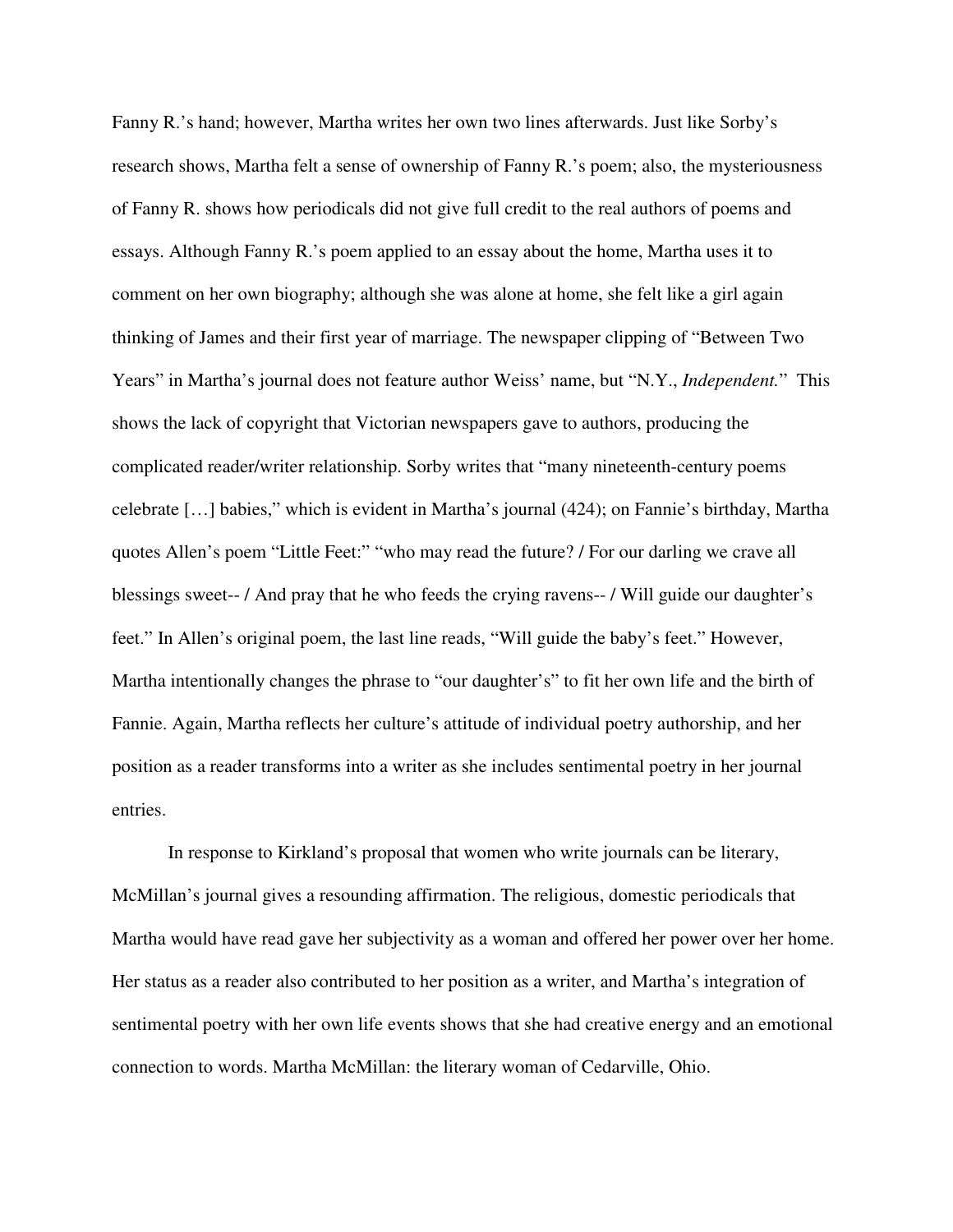Fanny R.'s hand; however, Martha writes her own two lines afterwards. Just like Sorby's research shows, Martha felt a sense of ownership of Fanny R.'s poem; also, the mysteriousness of Fanny R. shows how periodicals did not give full credit to the real authors of poems and essays. Although Fanny R.'s poem applied to an essay about the home, Martha uses it to comment on her own biography; although she was alone at home, she felt like a girl again thinking of James and their first year of marriage. The newspaper clipping of "Between Two Years" in Martha's journal does not feature author Weiss' name, but "N.Y., *Independent.*" This shows the lack of copyright that Victorian newspapers gave to authors, producing the complicated reader/writer relationship. Sorby writes that "many nineteenth-century poems celebrate […] babies," which is evident in Martha's journal (424); on Fannie's birthday, Martha quotes Allen's poem "Little Feet:" "who may read the future? / For our darling we crave all blessings sweet-- / And pray that he who feeds the crying ravens-- / Will guide our daughter's feet." In Allen's original poem, the last line reads, "Will guide the baby's feet." However, Martha intentionally changes the phrase to "our daughter's" to fit her own life and the birth of Fannie. Again, Martha reflects her culture's attitude of individual poetry authorship, and her position as a reader transforms into a writer as she includes sentimental poetry in her journal entries.

In response to Kirkland's proposal that women who write journals can be literary, McMillan's journal gives a resounding affirmation. The religious, domestic periodicals that Martha would have read gave her subjectivity as a woman and offered her power over her home. Her status as a reader also contributed to her position as a writer, and Martha's integration of sentimental poetry with her own life events shows that she had creative energy and an emotional connection to words. Martha McMillan: the literary woman of Cedarville, Ohio.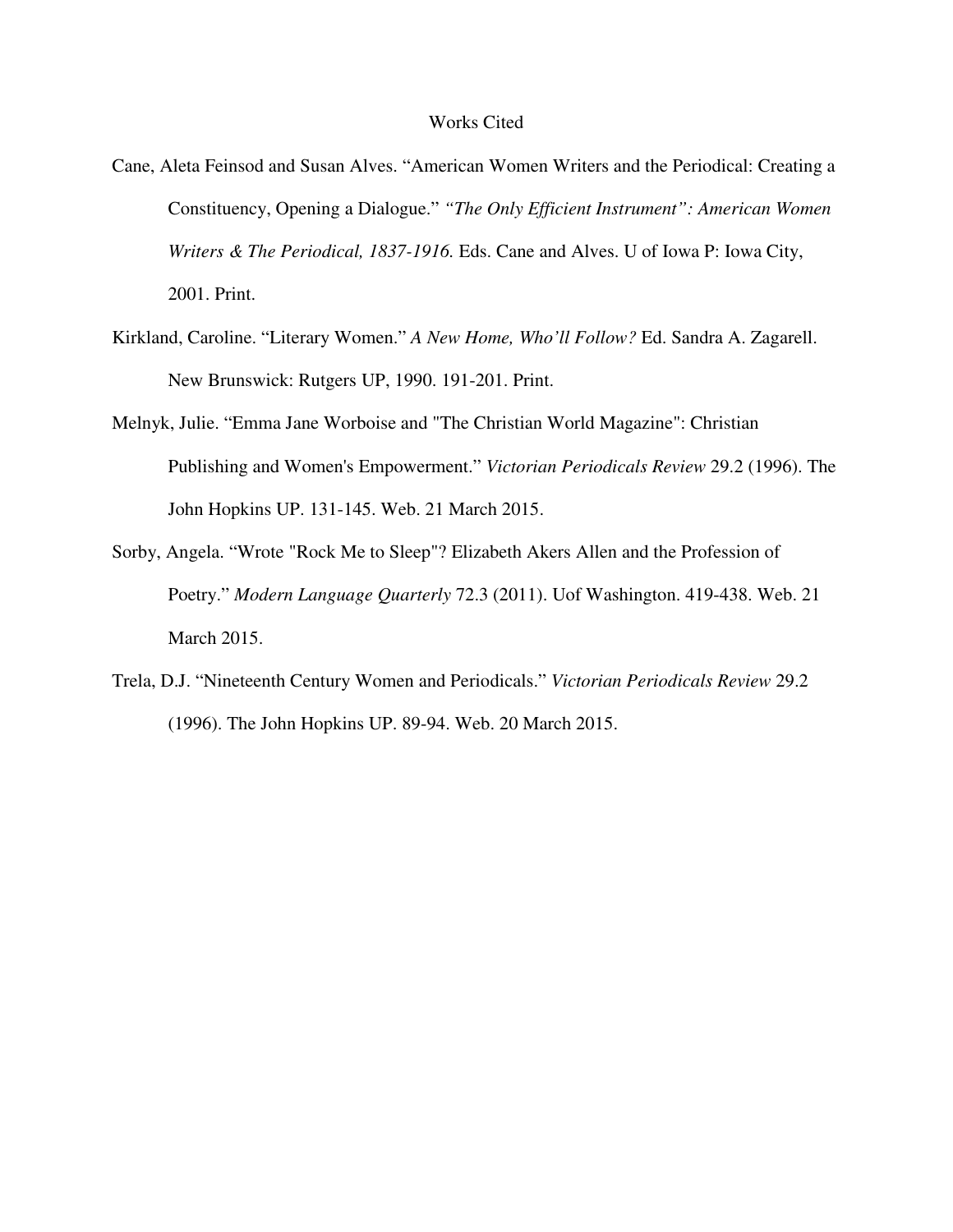Works Cited

Cane, Aleta Feinsod and Susan Alves. "American Women Writers and the Periodical: Creating a Constituency, Opening a Dialogue." *"The Only Efficient Instrument": American Women Writers & The Periodical, 1837-1916.* Eds. Cane and Alves. U of Iowa P: Iowa City, 2001. Print.

Kirkland, Caroline. "Literary Women." *A New Home, Who'll Follow?* Ed. Sandra A. Zagarell. New Brunswick: Rutgers UP, 1990. 191-201. Print.

Melnyk, Julie. "Emma Jane Worboise and "The Christian World Magazine": Christian Publishing and Women's Empowerment." *Victorian Periodicals Review* 29.2 (1996). The John Hopkins UP. 131-145. Web. 21 March 2015.

Sorby, Angela. "Wrote "Rock Me to Sleep"? Elizabeth Akers Allen and the Profession of Poetry." *Modern Language Quarterly* 72.3 (2011). Uof Washington. 419-438. Web. 21 March 2015.

Trela, D.J. "Nineteenth Century Women and Periodicals." *Victorian Periodicals Review* 29.2 (1996). The John Hopkins UP. 89-94. Web. 20 March 2015.